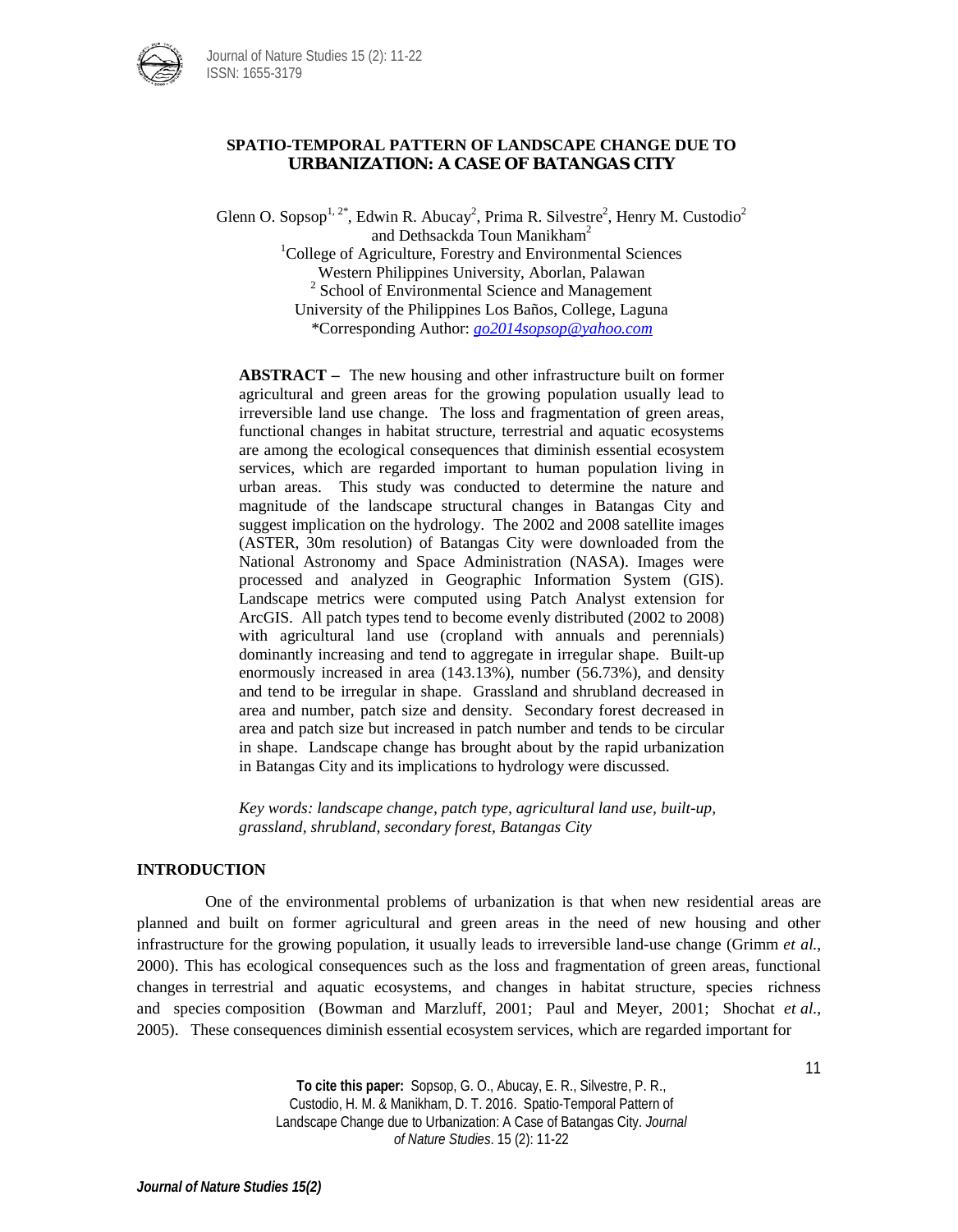# SPATIO-TEMPORAL PATTERN OF LANDSCAPE CHANGE DUE TO URBANIZATION: A CASE OF BATANGAS CITY

Glenn O. Sopsop[1, 2*], Edwin R. Abucay[2], Prima R. Silvestre[2], Henry M. Custodio[2] and Dethsackda Toun Manikham[2]

[1]College of Agriculture, Forestry and Environmental Sciences
Western Philippines University, Aborlan, Palawan
[2] School of Environmental Science and Management
University of the Philippines Los Baños, College, Laguna
*Corresponding Author: go2014sopsop@yahoo.com

**ABSTRACT –** The new housing and other infrastructure built on former agricultural and green areas for the growing population usually lead to irreversible land use change. The loss and fragmentation of green areas, functional changes in habitat structure, terrestrial and aquatic ecosystems are among the ecological consequences that diminish essential ecosystem services, which are regarded important to human population living in urban areas. This study was conducted to determine the nature and magnitude of the landscape structural changes in Batangas City and suggest implication on the hydrology. The 2002 and 2008 satellite images (ASTER, 30m resolution) of Batangas City were downloaded from the National Astronomy and Space Administration (NASA). Images were processed and analyzed in Geographic Information System (GIS). Landscape metrics were computed using Patch Analyst extension for ArcGIS. All patch types tend to become evenly distributed (2002 to 2008) with agricultural land use (cropland with annuals and perennials) dominantly increasing and tend to aggregate in irregular shape. Built-up enormously increased in area (143.13%), number (56.73%), and density and tend to be irregular in shape. Grassland and shrubland decreased in area and number, patch size and density. Secondary forest decreased in area and patch size but increased in patch number and tends to be circular in shape. Landscape change has brought about by the rapid urbanization in Batangas City and its implications to hydrology were discussed.

*Key words: landscape change, patch type, agricultural land use, built-up, grassland, shrubland, secondary forest, Batangas City*

## INTRODUCTION

One of the environmental problems of urbanization is that when new residential areas are planned and built on former agricultural and green areas in the need of new housing and other infrastructure for the growing population, it usually leads to irreversible land-use change (Grimm *et al.*, 2000). This has ecological consequences such as the loss and fragmentation of green areas, functional changes in terrestrial and aquatic ecosystems, and changes in habitat structure, species richness and species composition (Bowman and Marzluff, 2001; Paul and Meyer, 2001; Shochat *et al.*, 2005). These consequences diminish essential ecosystem services, which are regarded important for

**To cite this paper:** Sopsop, G. O., Abucay, E. R., Silvestre, P. R., Custodio, H. M. & Manikham, D. T. 2016. Spatio-Temporal Pattern of Landscape Change due to Urbanization: A Case of Batangas City. *Journal of Nature Studies*. 15 (2): 11-22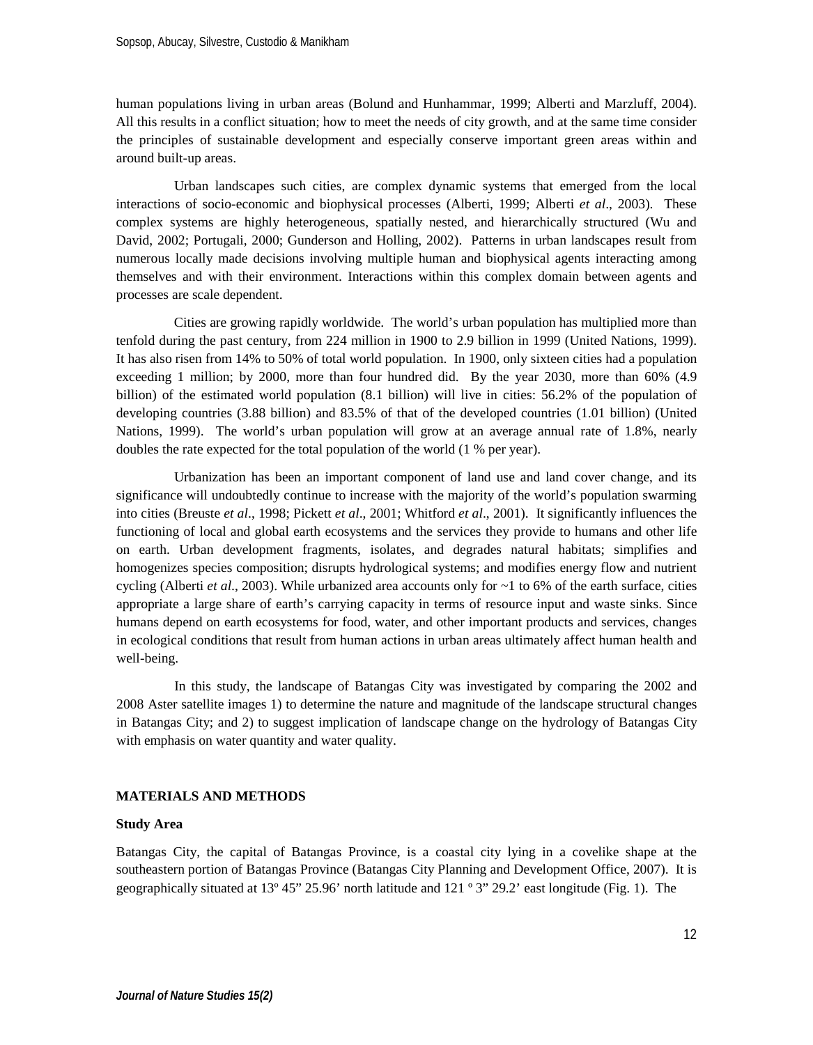human populations living in urban areas (Bolund and Hunhammar, 1999; Alberti and Marzluff, 2004). All this results in a conflict situation; how to meet the needs of city growth, and at the same time consider the principles of sustainable development and especially conserve important green areas within and around built-up areas.

Urban landscapes such cities, are complex dynamic systems that emerged from the local interactions of socio-economic and biophysical processes (Alberti, 1999; Alberti *et al*., 2003). These complex systems are highly heterogeneous, spatially nested, and hierarchically structured (Wu and David, 2002; Portugali, 2000; Gunderson and Holling, 2002). Patterns in urban landscapes result from numerous locally made decisions involving multiple human and biophysical agents interacting among themselves and with their environment. Interactions within this complex domain between agents and processes are scale dependent.

Cities are growing rapidly worldwide. The world's urban population has multiplied more than tenfold during the past century, from 224 million in 1900 to 2.9 billion in 1999 (United Nations, 1999). It has also risen from 14% to 50% of total world population. In 1900, only sixteen cities had a population exceeding 1 million; by 2000, more than four hundred did. By the year 2030, more than 60% (4.9 billion) of the estimated world population (8.1 billion) will live in cities: 56.2% of the population of developing countries (3.88 billion) and 83.5% of that of the developed countries (1.01 billion) (United Nations, 1999). The world's urban population will grow at an average annual rate of 1.8%, nearly doubles the rate expected for the total population of the world (1 % per year).

Urbanization has been an important component of land use and land cover change, and its significance will undoubtedly continue to increase with the majority of the world's population swarming into cities (Breuste *et al*., 1998; Pickett *et al*., 2001; Whitford *et al*., 2001). It significantly influences the functioning of local and global earth ecosystems and the services they provide to humans and other life on earth. Urban development fragments, isolates, and degrades natural habitats; simplifies and homogenizes species composition; disrupts hydrological systems; and modifies energy flow and nutrient cycling (Alberti *et al*., 2003). While urbanized area accounts only for ~1 to 6% of the earth surface, cities appropriate a large share of earth's carrying capacity in terms of resource input and waste sinks. Since humans depend on earth ecosystems for food, water, and other important products and services, changes in ecological conditions that result from human actions in urban areas ultimately affect human health and well-being.

In this study, the landscape of Batangas City was investigated by comparing the 2002 and 2008 Aster satellite images 1) to determine the nature and magnitude of the landscape structural changes in Batangas City; and 2) to suggest implication of landscape change on the hydrology of Batangas City with emphasis on water quantity and water quality.

## MATERIALS AND METHODS

### Study Area

Batangas City, the capital of Batangas Province, is a coastal city lying in a covelike shape at the southeastern portion of Batangas Province (Batangas City Planning and Development Office, 2007). It is geographically situated at 13º 45" 25.96' north latitude and 121 º 3" 29.2' east longitude (Fig. 1). The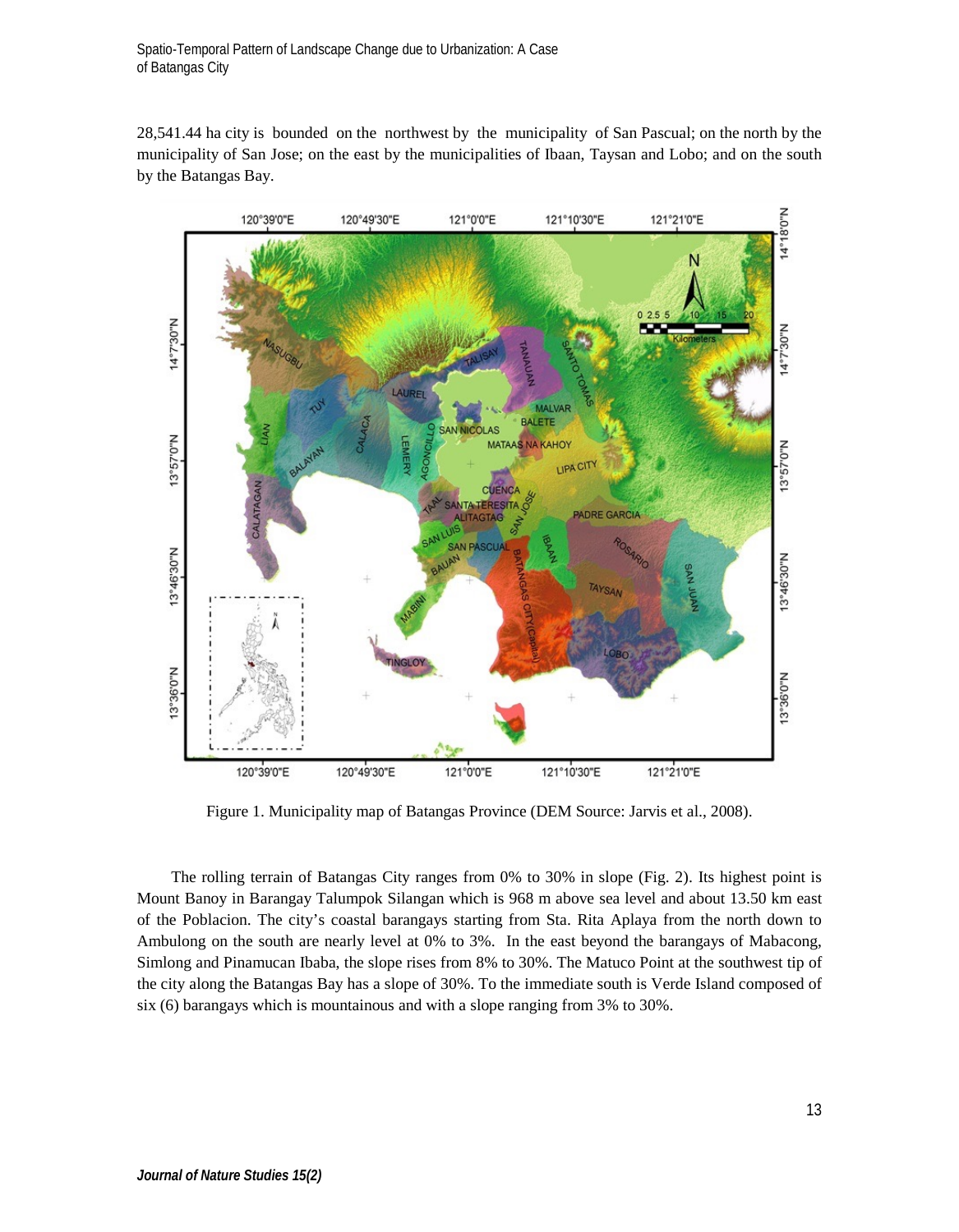28,541.44 ha city is bounded on the northwest by the municipality of San Pascual; on the north by the municipality of San Jose; on the east by the municipalities of Ibaan, Taysan and Lobo; and on the south by the Batangas Bay.

Figure 1. Municipality map of Batangas Province (DEM Source: Jarvis et al., 2008).

The rolling terrain of Batangas City ranges from 0% to 30% in slope (Fig. 2). Its highest point is Mount Banoy in Barangay Talumpok Silangan which is 968 m above sea level and about 13.50 km east of the Poblacion. The city's coastal barangays starting from Sta. Rita Aplaya from the north down to Ambulong on the south are nearly level at 0% to 3%. In the east beyond the barangays of Mabacong, Simlong and Pinamucan Ibaba, the slope rises from 8% to 30%. The Matuco Point at the southwest tip of the city along the Batangas Bay has a slope of 30%. To the immediate south is Verde Island composed of six (6) barangays which is mountainous and with a slope ranging from 3% to 30%.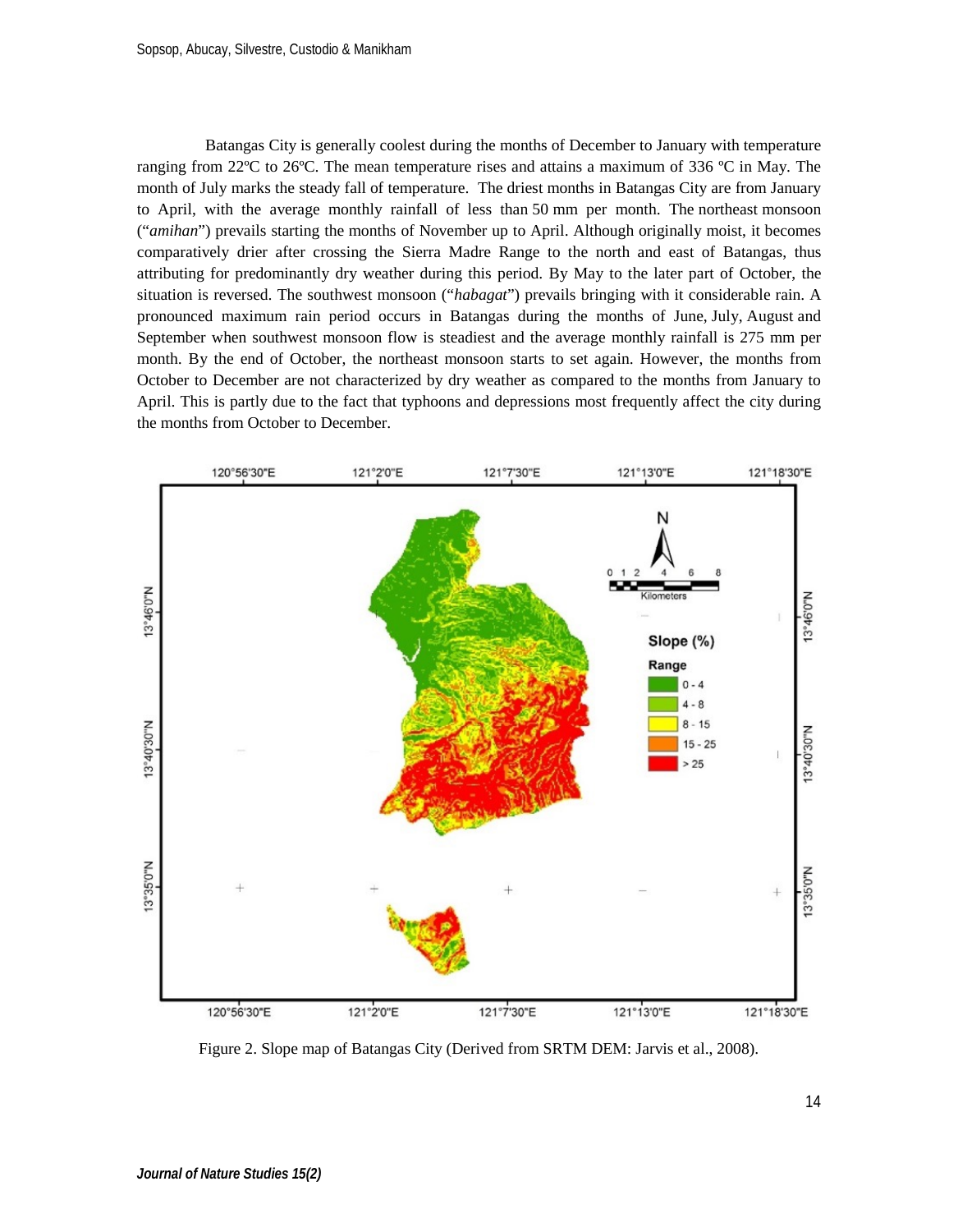Batangas City is generally coolest during the months of December to January with temperature ranging from 22ºC to 26ºC. The mean temperature rises and attains a maximum of 336 ºC in May. The month of July marks the steady fall of temperature. The driest months in Batangas City are from January to April, with the average monthly rainfall of less than 50 mm per month. The northeast monsoon ("*amihan*") prevails starting the months of November up to April. Although originally moist, it becomes comparatively drier after crossing the Sierra Madre Range to the north and east of Batangas, thus attributing for predominantly dry weather during this period. By May to the later part of October, the situation is reversed. The southwest monsoon ("*habagat*") prevails bringing with it considerable rain. A pronounced maximum rain period occurs in Batangas during the months of June, July, August and September when southwest monsoon flow is steadiest and the average monthly rainfall is 275 mm per month. By the end of October, the northeast monsoon starts to set again. However, the months from October to December are not characterized by dry weather as compared to the months from January to April. This is partly due to the fact that typhoons and depressions most frequently affect the city during the months from October to December.

Figure 2. Slope map of Batangas City (Derived from SRTM DEM: Jarvis et al., 2008).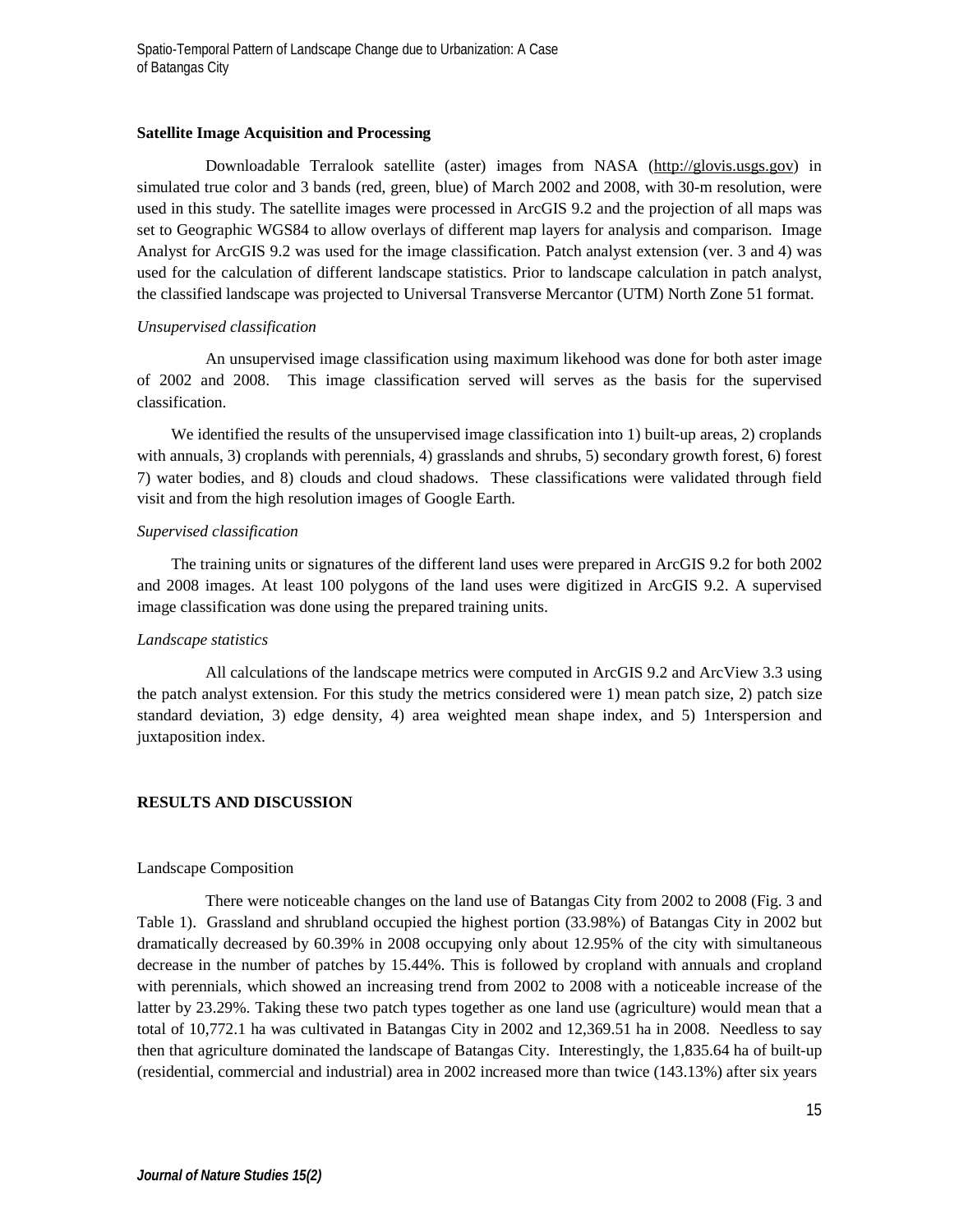**Satellite Image Acquisition and Processing**

Downloadable Terralook satellite (aster) images from NASA (http://glovis.usgs.gov) in simulated true color and 3 bands (red, green, blue) of March 2002 and 2008, with 30-m resolution, were used in this study. The satellite images were processed in ArcGIS 9.2 and the projection of all maps was set to Geographic WGS84 to allow overlays of different map layers for analysis and comparison. Image Analyst for ArcGIS 9.2 was used for the image classification. Patch analyst extension (ver. 3 and 4) was used for the calculation of different landscape statistics. Prior to landscape calculation in patch analyst, the classified landscape was projected to Universal Transverse Mercantor (UTM) North Zone 51 format.

*Unsupervised classification*

An unsupervised image classification using maximum likehood was done for both aster image of 2002 and 2008. This image classification served will serves as the basis for the supervised classification.

We identified the results of the unsupervised image classification into 1) built-up areas, 2) croplands with annuals, 3) croplands with perennials, 4) grasslands and shrubs, 5) secondary growth forest, 6) forest 7) water bodies, and 8) clouds and cloud shadows. These classifications were validated through field visit and from the high resolution images of Google Earth.

*Supervised classification*

The training units or signatures of the different land uses were prepared in ArcGIS 9.2 for both 2002 and 2008 images. At least 100 polygons of the land uses were digitized in ArcGIS 9.2. A supervised image classification was done using the prepared training units.

*Landscape statistics*

All calculations of the landscape metrics were computed in ArcGIS 9.2 and ArcView 3.3 using the patch analyst extension. For this study the metrics considered were 1) mean patch size, 2) patch size standard deviation, 3) edge density, 4) area weighted mean shape index, and 5) 1nterspersion and juxtaposition index.

## RESULTS AND DISCUSSION

Landscape Composition

There were noticeable changes on the land use of Batangas City from 2002 to 2008 (Fig. 3 and Table 1). Grassland and shrubland occupied the highest portion (33.98%) of Batangas City in 2002 but dramatically decreased by 60.39% in 2008 occupying only about 12.95% of the city with simultaneous decrease in the number of patches by 15.44%. This is followed by cropland with annuals and cropland with perennials, which showed an increasing trend from 2002 to 2008 with a noticeable increase of the latter by 23.29%. Taking these two patch types together as one land use (agriculture) would mean that a total of 10,772.1 ha was cultivated in Batangas City in 2002 and 12,369.51 ha in 2008. Needless to say then that agriculture dominated the landscape of Batangas City. Interestingly, the 1,835.64 ha of built-up (residential, commercial and industrial) area in 2002 increased more than twice (143.13%) after six years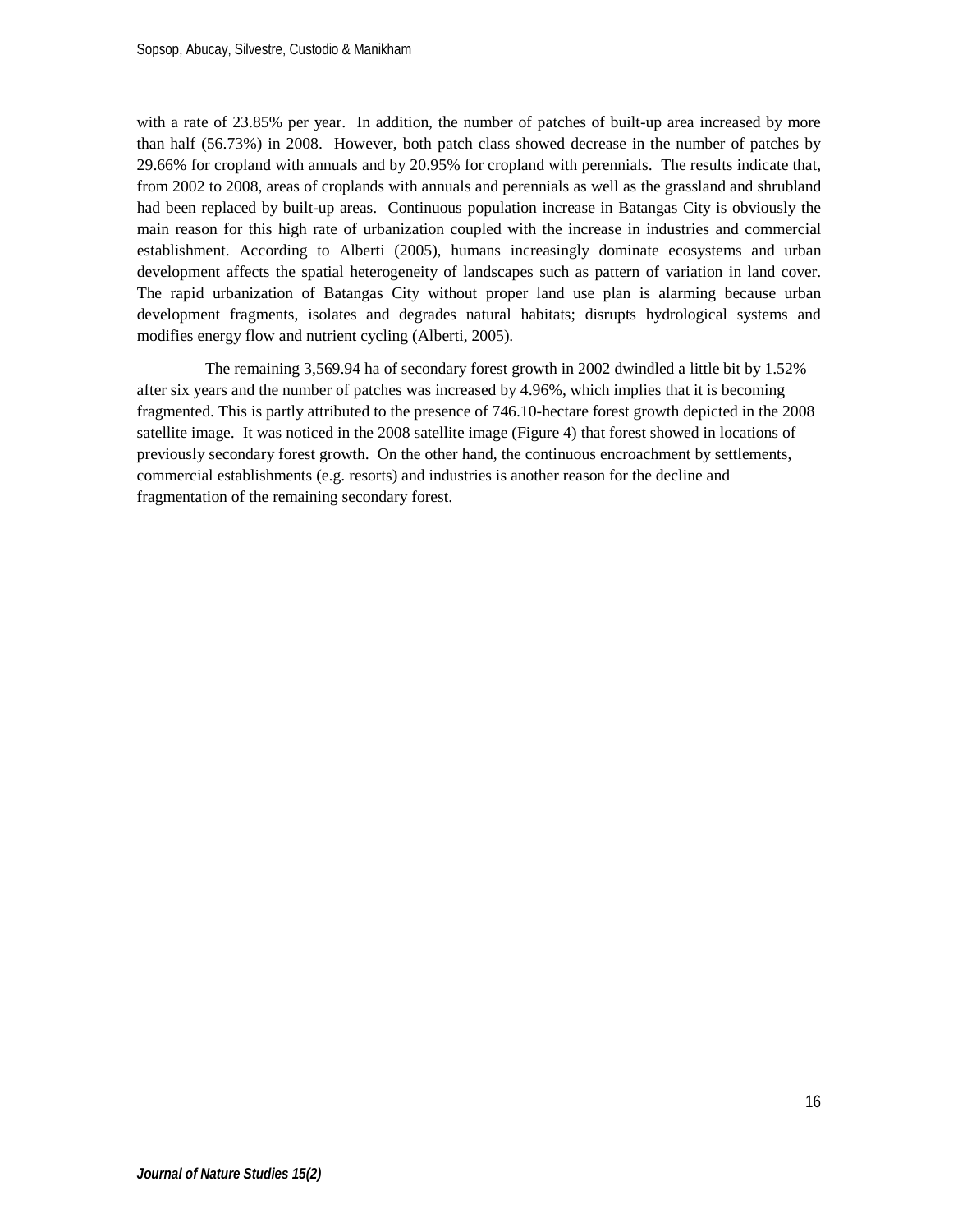with a rate of 23.85% per year. In addition, the number of patches of built-up area increased by more than half (56.73%) in 2008. However, both patch class showed decrease in the number of patches by 29.66% for cropland with annuals and by 20.95% for cropland with perennials. The results indicate that, from 2002 to 2008, areas of croplands with annuals and perennials as well as the grassland and shrubland had been replaced by built-up areas. Continuous population increase in Batangas City is obviously the main reason for this high rate of urbanization coupled with the increase in industries and commercial establishment. According to Alberti (2005), humans increasingly dominate ecosystems and urban development affects the spatial heterogeneity of landscapes such as pattern of variation in land cover. The rapid urbanization of Batangas City without proper land use plan is alarming because urban development fragments, isolates and degrades natural habitats; disrupts hydrological systems and modifies energy flow and nutrient cycling (Alberti, 2005).

The remaining 3,569.94 ha of secondary forest growth in 2002 dwindled a little bit by 1.52% after six years and the number of patches was increased by 4.96%, which implies that it is becoming fragmented. This is partly attributed to the presence of 746.10-hectare forest growth depicted in the 2008 satellite image. It was noticed in the 2008 satellite image (Figure 4) that forest showed in locations of previously secondary forest growth. On the other hand, the continuous encroachment by settlements, commercial establishments (e.g. resorts) and industries is another reason for the decline and fragmentation of the remaining secondary forest.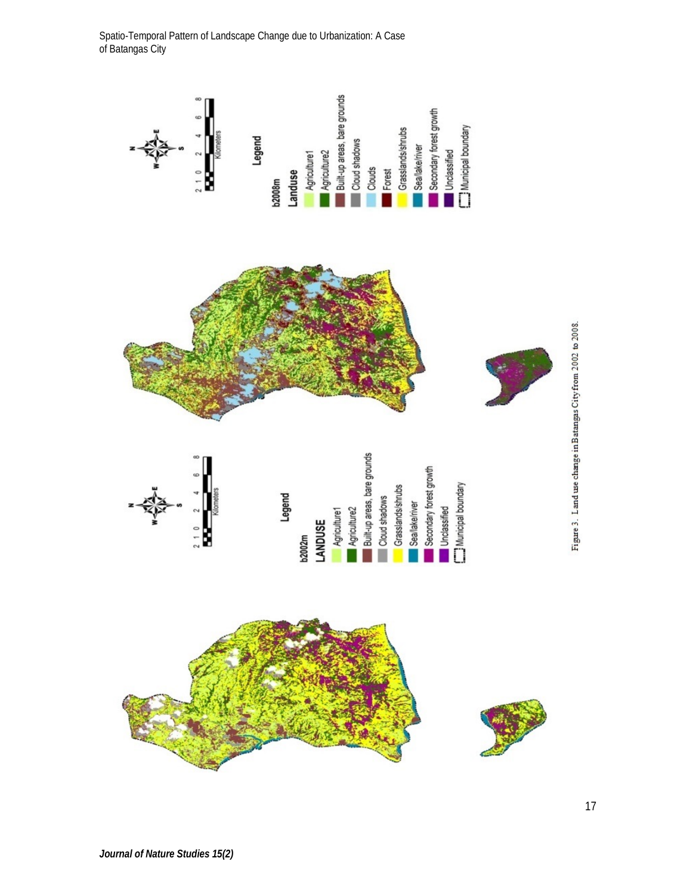Figure 3. Land use change in Batangas City from 2002 to 2008.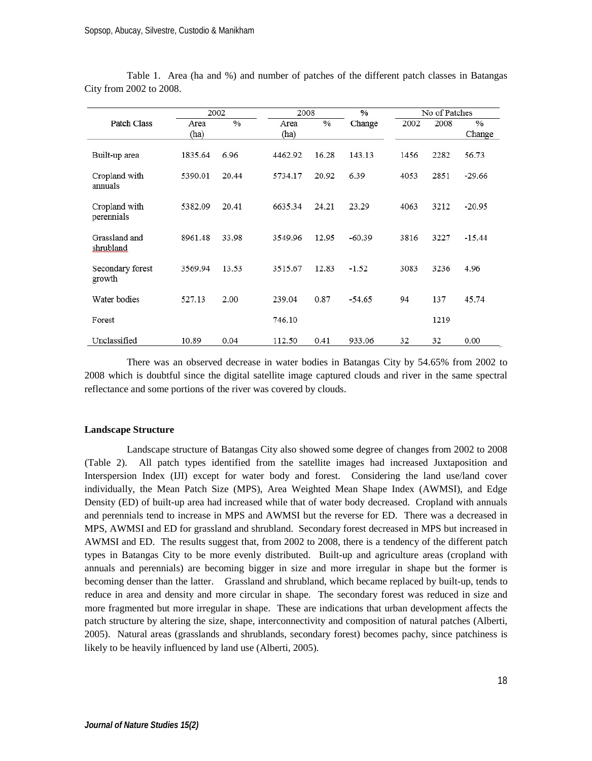Table 1. Area (ha and %) and number of patches of the different patch classes in Batangas City from 2002 to 2008.

| Patch Class | 2002 | | 2008 | | % | No of Patches | | |
|---|---|---|---|---|---|---|---|---|
| | Area (ha) | % | Area (ha) | % | Change | 2002 | 2008 | % Change |
| Built-up area | 1835.64 | 6.96 | 4462.92 | 16.28 | 143.13 | 1456 | 2282 | 56.73 |
| Cropland with annuals | 5390.01 | 20.44 | 5734.17 | 20.92 | 6.39 | 4053 | 2851 | -29.66 |
| Cropland with perennials | 5382.09 | 20.41 | 6635.34 | 24.21 | 23.29 | 4063 | 3212 | -20.95 |
| Grassland and shrubland | 8961.48 | 33.98 | 3549.96 | 12.95 | -60.39 | 3816 | 3227 | -15.44 |
| Secondary forest growth | 3569.94 | 13.53 | 3515.67 | 12.83 | -1.52 | 3083 | 3236 | 4.96 |
| Water bodies | 527.13 | 2.00 | 239.04 | 0.87 | -54.65 | 94 | 137 | 45.74 |
| Forest | | | 746.10 | | | | 1219 | |
| Unclassified | 10.89 | 0.04 | 112.50 | 0.41 | 933.06 | 32 | 32 | 0.00 |

There was an observed decrease in water bodies in Batangas City by 54.65% from 2002 to 2008 which is doubtful since the digital satellite image captured clouds and river in the same spectral reflectance and some portions of the river was covered by clouds.

**Landscape Structure**

Landscape structure of Batangas City also showed some degree of changes from 2002 to 2008 (Table 2). All patch types identified from the satellite images had increased Juxtaposition and Interspersion Index (IJI) except for water body and forest. Considering the land use/land cover individually, the Mean Patch Size (MPS), Area Weighted Mean Shape Index (AWMSI), and Edge Density (ED) of built-up area had increased while that of water body decreased. Cropland with annuals and perennials tend to increase in MPS and AWMSI but the reverse for ED. There was a decreased in MPS, AWMSI and ED for grassland and shrubland. Secondary forest decreased in MPS but increased in AWMSI and ED. The results suggest that, from 2002 to 2008, there is a tendency of the different patch types in Batangas City to be more evenly distributed. Built-up and agriculture areas (cropland with annuals and perennials) are becoming bigger in size and more irregular in shape but the former is becoming denser than the latter. Grassland and shrubland, which became replaced by built-up, tends to reduce in area and density and more circular in shape. The secondary forest was reduced in size and more fragmented but more irregular in shape. These are indications that urban development affects the patch structure by altering the size, shape, interconnectivity and composition of natural patches (Alberti, 2005). Natural areas (grasslands and shrublands, secondary forest) becomes pachy, since patchiness is likely to be heavily influenced by land use (Alberti, 2005).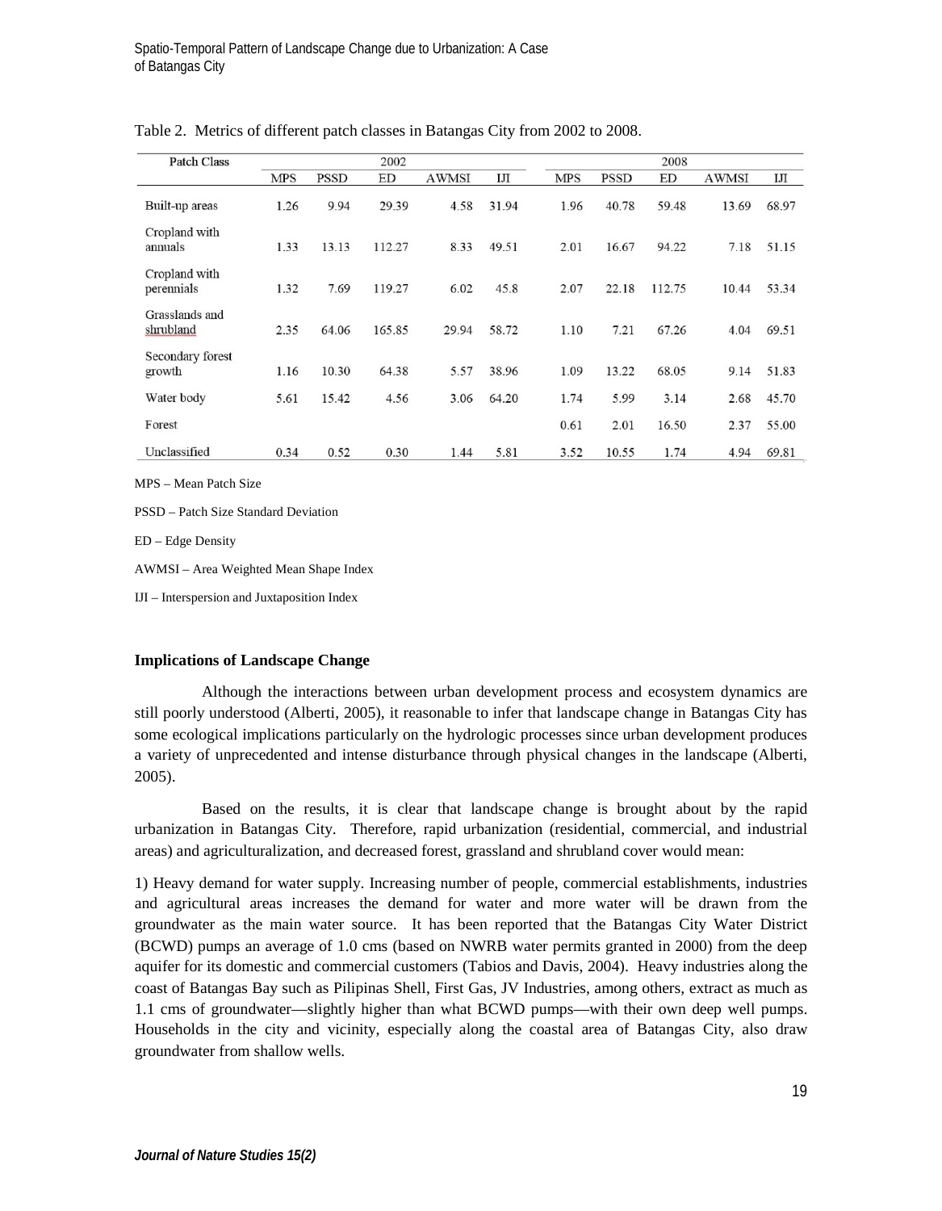Table 2. Metrics of different patch classes in Batangas City from 2002 to 2008.

| Patch Class | 2002 | | | | | 2008 | | | | |
|---|---|---|---|---|---|---|---|---|---|---|
| | MPS | PSSD | ED | AWMSI | IJI | MPS | PSSD | ED | AWMSI | IJI |
| Built-up areas | 1.26 | 9.94 | 29.39 | 4.58 | 31.94 | 1.96 | 40.78 | 59.48 | 13.69 | 68.97 |
| Cropland with annuals | 1.33 | 13.13 | 112.27 | 8.33 | 49.51 | 2.01 | 16.67 | 94.22 | 7.18 | 51.15 |
| Cropland with perennials | 1.32 | 7.69 | 119.27 | 6.02 | 45.8 | 2.07 | 22.18 | 112.75 | 10.44 | 53.34 |
| Grasslands and shrubland | 2.35 | 64.06 | 165.85 | 29.94 | 58.72 | 1.10 | 7.21 | 67.26 | 4.04 | 69.51 |
| Secondary forest growth | 1.16 | 10.30 | 64.38 | 5.57 | 38.96 | 1.09 | 13.22 | 68.05 | 9.14 | 51.83 |
| Water body | 5.61 | 15.42 | 4.56 | 3.06 | 64.20 | 1.74 | 5.99 | 3.14 | 2.68 | 45.70 |
| Forest | | | | | | 0.61 | 2.01 | 16.50 | 2.37 | 55.00 |
| Unclassified | 0.34 | 0.52 | 0.30 | 1.44 | 5.81 | 3.52 | 10.55 | 1.74 | 4.94 | 69.81 |

MPS – Mean Patch Size

PSSD – Patch Size Standard Deviation

ED – Edge Density

AWMSI – Area Weighted Mean Shape Index

IJI – Interspersion and Juxtaposition Index

**Implications of Landscape Change**

Although the interactions between urban development process and ecosystem dynamics are still poorly understood (Alberti, 2005), it reasonable to infer that landscape change in Batangas City has some ecological implications particularly on the hydrologic processes since urban development produces a variety of unprecedented and intense disturbance through physical changes in the landscape (Alberti, 2005).

Based on the results, it is clear that landscape change is brought about by the rapid urbanization in Batangas City. Therefore, rapid urbanization (residential, commercial, and industrial areas) and agriculturalization, and decreased forest, grassland and shrubland cover would mean:

1) Heavy demand for water supply. Increasing number of people, commercial establishments, industries and agricultural areas increases the demand for water and more water will be drawn from the groundwater as the main water source. It has been reported that the Batangas City Water District (BCWD) pumps an average of 1.0 cms (based on NWRB water permits granted in 2000) from the deep aquifer for its domestic and commercial customers (Tabios and Davis, 2004). Heavy industries along the coast of Batangas Bay such as Pilipinas Shell, First Gas, JV Industries, among others, extract as much as 1.1 cms of groundwater—slightly higher than what BCWD pumps—with their own deep well pumps. Households in the city and vicinity, especially along the coastal area of Batangas City, also draw groundwater from shallow wells.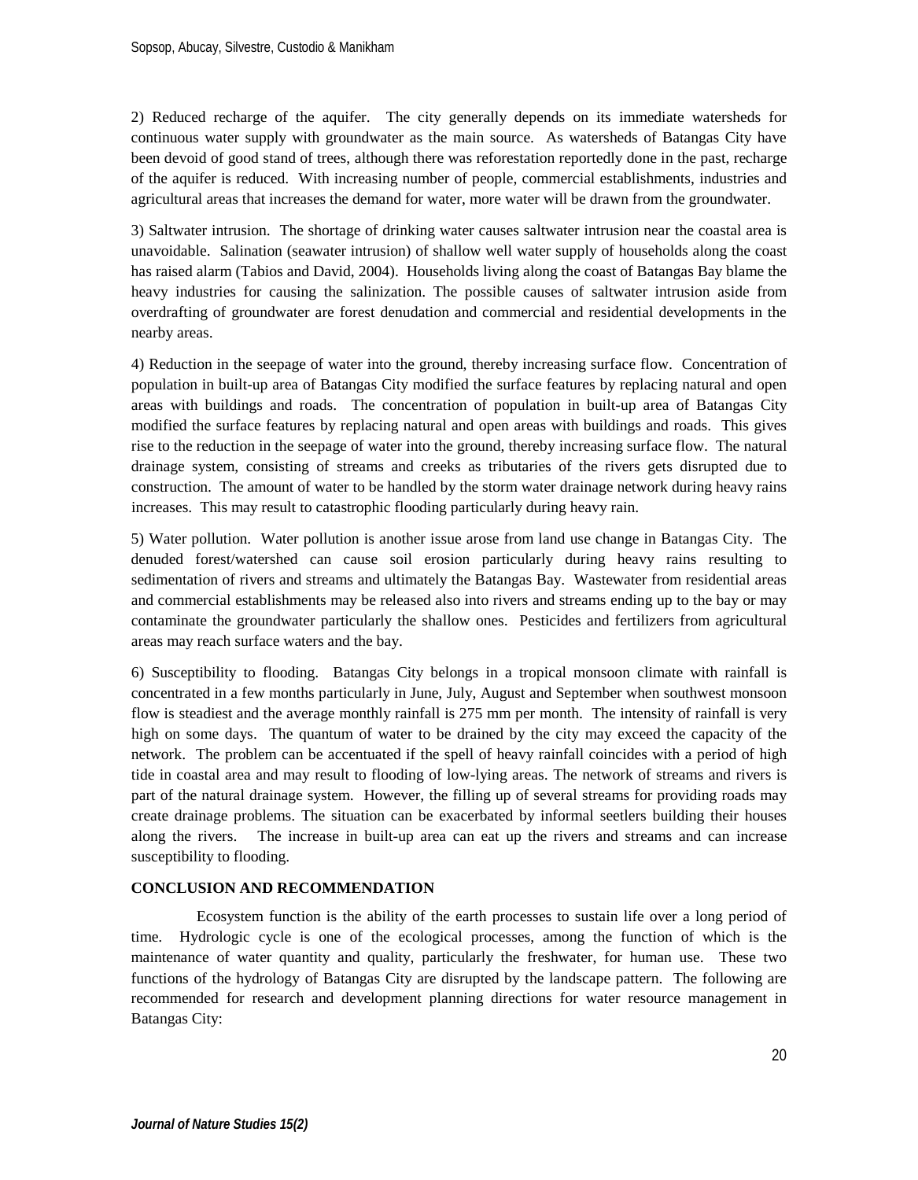2) Reduced recharge of the aquifer. The city generally depends on its immediate watersheds for continuous water supply with groundwater as the main source. As watersheds of Batangas City have been devoid of good stand of trees, although there was reforestation reportedly done in the past, recharge of the aquifer is reduced. With increasing number of people, commercial establishments, industries and agricultural areas that increases the demand for water, more water will be drawn from the groundwater.

3) Saltwater intrusion. The shortage of drinking water causes saltwater intrusion near the coastal area is unavoidable. Salination (seawater intrusion) of shallow well water supply of households along the coast has raised alarm (Tabios and David, 2004). Households living along the coast of Batangas Bay blame the heavy industries for causing the salinization. The possible causes of saltwater intrusion aside from overdrafting of groundwater are forest denudation and commercial and residential developments in the nearby areas.

4) Reduction in the seepage of water into the ground, thereby increasing surface flow. Concentration of population in built-up area of Batangas City modified the surface features by replacing natural and open areas with buildings and roads. The concentration of population in built-up area of Batangas City modified the surface features by replacing natural and open areas with buildings and roads. This gives rise to the reduction in the seepage of water into the ground, thereby increasing surface flow. The natural drainage system, consisting of streams and creeks as tributaries of the rivers gets disrupted due to construction. The amount of water to be handled by the storm water drainage network during heavy rains increases. This may result to catastrophic flooding particularly during heavy rain.

5) Water pollution. Water pollution is another issue arose from land use change in Batangas City. The denuded forest/watershed can cause soil erosion particularly during heavy rains resulting to sedimentation of rivers and streams and ultimately the Batangas Bay. Wastewater from residential areas and commercial establishments may be released also into rivers and streams ending up to the bay or may contaminate the groundwater particularly the shallow ones. Pesticides and fertilizers from agricultural areas may reach surface waters and the bay.

6) Susceptibility to flooding. Batangas City belongs in a tropical monsoon climate with rainfall is concentrated in a few months particularly in June, July, August and September when southwest monsoon flow is steadiest and the average monthly rainfall is 275 mm per month. The intensity of rainfall is very high on some days. The quantum of water to be drained by the city may exceed the capacity of the network. The problem can be accentuated if the spell of heavy rainfall coincides with a period of high tide in coastal area and may result to flooding of low-lying areas. The network of streams and rivers is part of the natural drainage system. However, the filling up of several streams for providing roads may create drainage problems. The situation can be exacerbated by informal seetlers building their houses along the rivers. The increase in built-up area can eat up the rivers and streams and can increase susceptibility to flooding.

## CONCLUSION AND RECOMMENDATION

Ecosystem function is the ability of the earth processes to sustain life over a long period of time. Hydrologic cycle is one of the ecological processes, among the function of which is the maintenance of water quantity and quality, particularly the freshwater, for human use. These two functions of the hydrology of Batangas City are disrupted by the landscape pattern. The following are recommended for research and development planning directions for water resource management in Batangas City: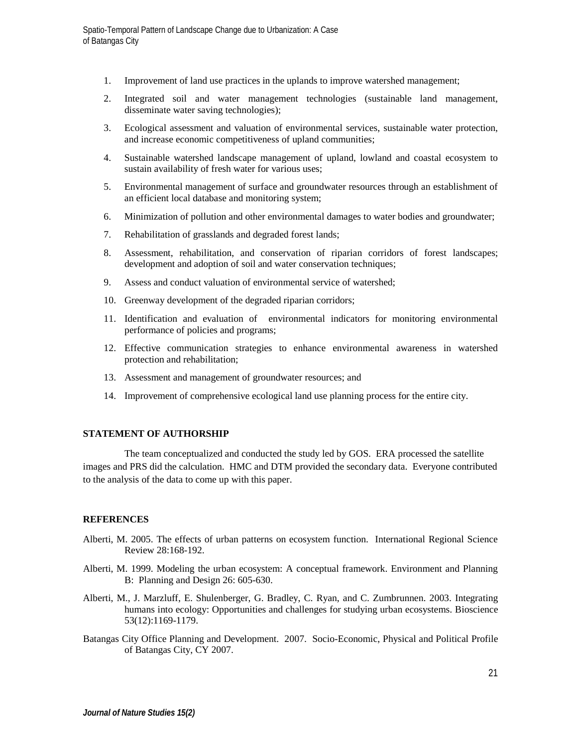1. Improvement of land use practices in the uplands to improve watershed management;
2. Integrated soil and water management technologies (sustainable land management, disseminate water saving technologies);
3. Ecological assessment and valuation of environmental services, sustainable water protection, and increase economic competitiveness of upland communities;
4. Sustainable watershed landscape management of upland, lowland and coastal ecosystem to sustain availability of fresh water for various uses;
5. Environmental management of surface and groundwater resources through an establishment of an efficient local database and monitoring system;
6. Minimization of pollution and other environmental damages to water bodies and groundwater;
7. Rehabilitation of grasslands and degraded forest lands;
8. Assessment, rehabilitation, and conservation of riparian corridors of forest landscapes; development and adoption of soil and water conservation techniques;
9. Assess and conduct valuation of environmental service of watershed;
10. Greenway development of the degraded riparian corridors;
11. Identification and evaluation of environmental indicators for monitoring environmental performance of policies and programs;
12. Effective communication strategies to enhance environmental awareness in watershed protection and rehabilitation;
13. Assessment and management of groundwater resources; and
14. Improvement of comprehensive ecological land use planning process for the entire city.

## STATEMENT OF AUTHORSHIP

The team conceptualized and conducted the study led by GOS. ERA processed the satellite images and PRS did the calculation. HMC and DTM provided the secondary data. Everyone contributed to the analysis of the data to come up with this paper.

## REFERENCES

Alberti, M. 2005. The effects of urban patterns on ecosystem function. International Regional Science Review 28:168-192.

Alberti, M. 1999. Modeling the urban ecosystem: A conceptual framework. Environment and Planning B: Planning and Design 26: 605-630.

Alberti, M., J. Marzluff, E. Shulenberger, G. Bradley, C. Ryan, and C. Zumbrunnen. 2003. Integrating humans into ecology: Opportunities and challenges for studying urban ecosystems. Bioscience 53(12):1169-1179.

Batangas City Office Planning and Development. 2007. Socio-Economic, Physical and Political Profile of Batangas City, CY 2007.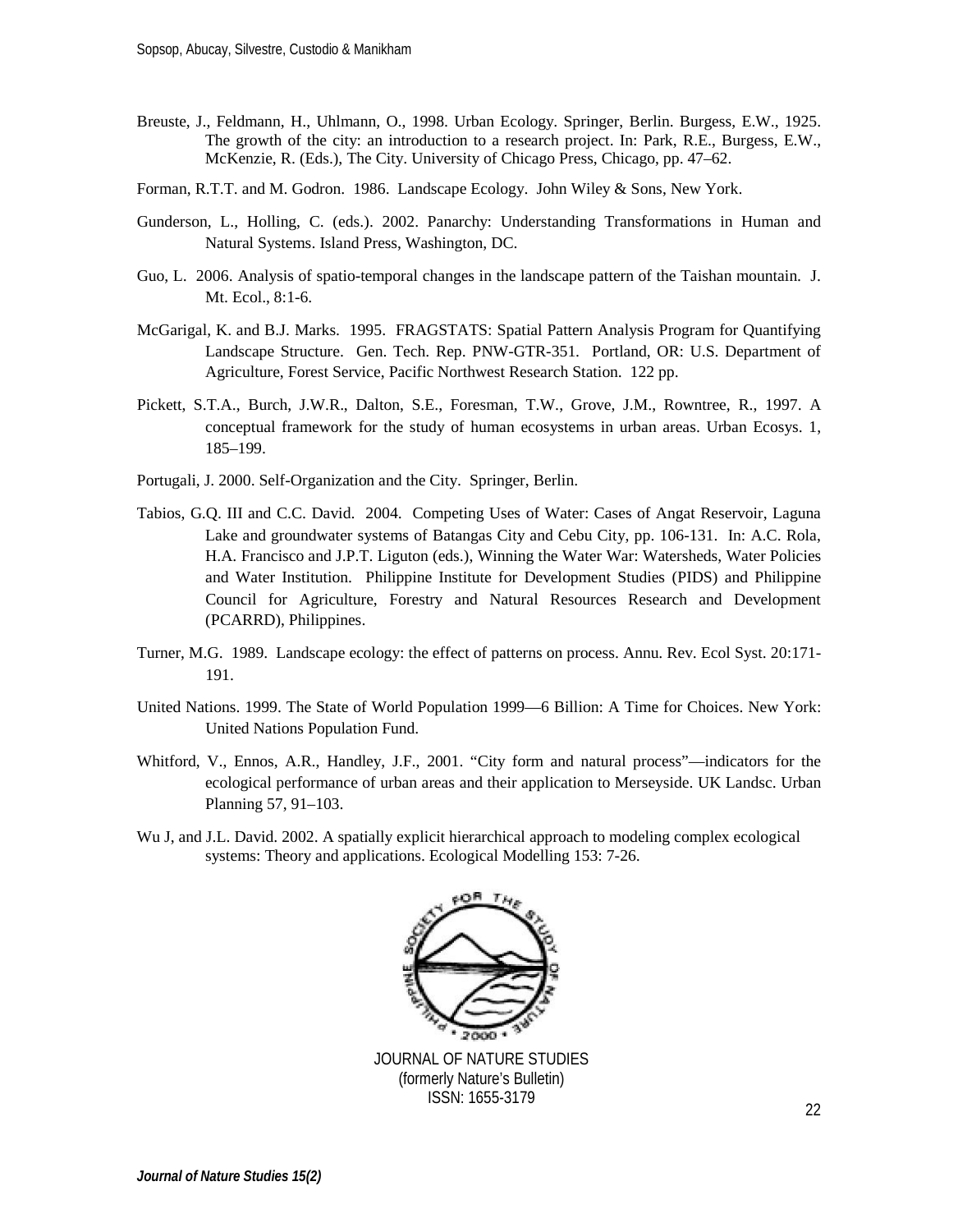Breuste, J., Feldmann, H., Uhlmann, O., 1998. Urban Ecology. Springer, Berlin. Burgess, E.W., 1925. The growth of the city: an introduction to a research project. In: Park, R.E., Burgess, E.W., McKenzie, R. (Eds.), The City. University of Chicago Press, Chicago, pp. 47–62.

Forman, R.T.T. and M. Godron. 1986. Landscape Ecology. John Wiley & Sons, New York.

Gunderson, L., Holling, C. (eds.). 2002. Panarchy: Understanding Transformations in Human and Natural Systems. Island Press, Washington, DC.

Guo, L. 2006. Analysis of spatio-temporal changes in the landscape pattern of the Taishan mountain. J. Mt. Ecol., 8:1-6.

McGarigal, K. and B.J. Marks. 1995. FRAGSTATS: Spatial Pattern Analysis Program for Quantifying Landscape Structure. Gen. Tech. Rep. PNW-GTR-351. Portland, OR: U.S. Department of Agriculture, Forest Service, Pacific Northwest Research Station. 122 pp.

Pickett, S.T.A., Burch, J.W.R., Dalton, S.E., Foresman, T.W., Grove, J.M., Rowntree, R., 1997. A conceptual framework for the study of human ecosystems in urban areas. Urban Ecosys. 1, 185–199.

Portugali, J. 2000. Self-Organization and the City. Springer, Berlin.

Tabios, G.Q. III and C.C. David. 2004. Competing Uses of Water: Cases of Angat Reservoir, Laguna Lake and groundwater systems of Batangas City and Cebu City, pp. 106-131. In: A.C. Rola, H.A. Francisco and J.P.T. Liguton (eds.), Winning the Water War: Watersheds, Water Policies and Water Institution. Philippine Institute for Development Studies (PIDS) and Philippine Council for Agriculture, Forestry and Natural Resources Research and Development (PCARRD), Philippines.

Turner, M.G. 1989. Landscape ecology: the effect of patterns on process. Annu. Rev. Ecol Syst. 20:171-191.

United Nations. 1999. The State of World Population 1999—6 Billion: A Time for Choices. New York: United Nations Population Fund.

Whitford, V., Ennos, A.R., Handley, J.F., 2001. "City form and natural process"—indicators for the ecological performance of urban areas and their application to Merseyside. UK Landsc. Urban Planning 57, 91–103.

Wu J, and J.L. David. 2002. A spatially explicit hierarchical approach to modeling complex ecological systems: Theory and applications. Ecological Modelling 153: 7-26.

JOURNAL OF NATURE STUDIES
(formerly Nature's Bulletin)
ISSN: 1655-3179